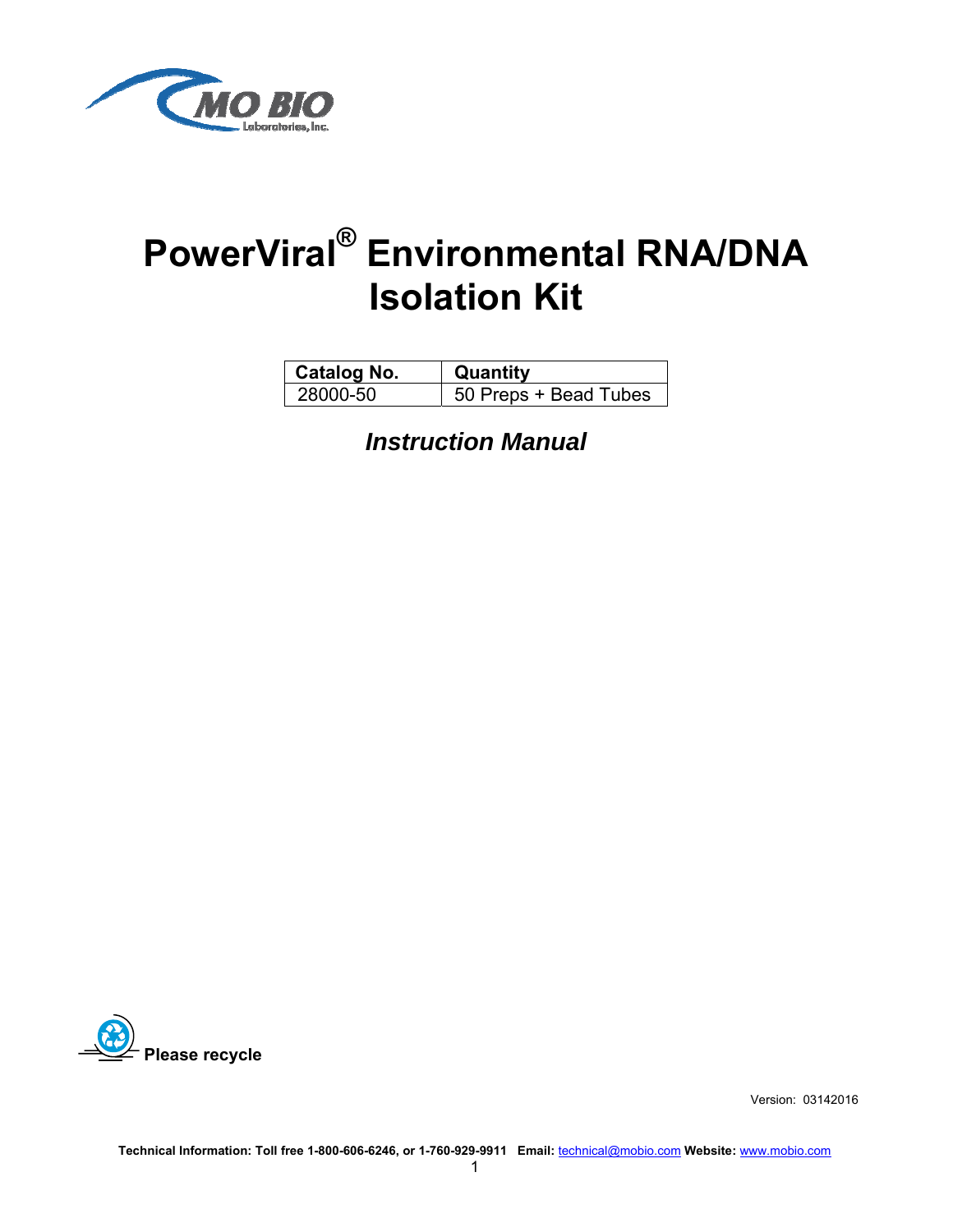MO BIO Laboratories, Inc.

# PowerViral® Environmental RNA/DNA Isolation Kit

| Catalog No. | Quantity |
| --- | --- |
| 28000-50 | 50 Preps + Bead Tubes |

***Instruction Manual***

**Please recycle**

Version: 03142016

**Technical Information: Toll free 1-800-606-6246, or 1-760-929-9911 Email:** technical@mobio.com **Website:** www.mobio.com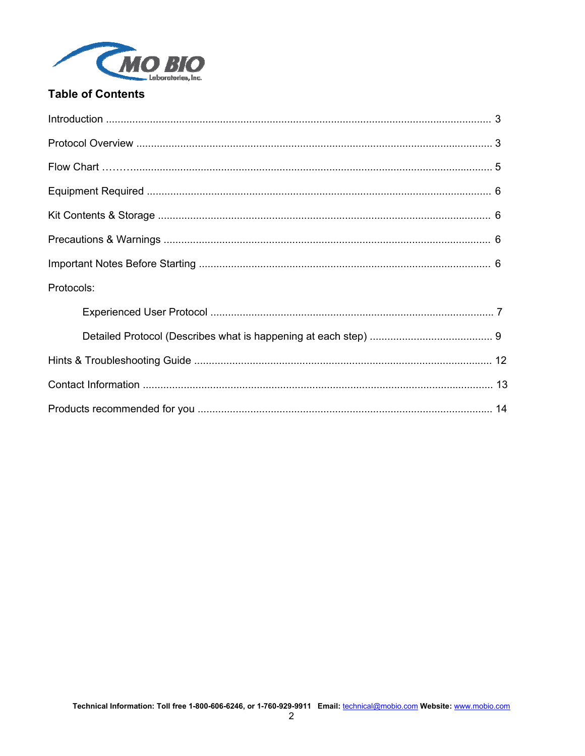## Table of Contents

Introduction .......................................................................................................................... 3

Protocol Overview ................................................................................................................ 3

Flow Chart ……….................................................................................................................. 5

Equipment Required ............................................................................................................ 6

Kit Contents & Storage ........................................................................................................ 6

Precautions & Warnings ...................................................................................................... 6

Important Notes Before Starting .......................................................................................... 6

Protocols:

- Experienced User Protocol ........................................................................................ 7
- Detailed Protocol (Describes what is happening at each step) .......................................... 9

Hints & Troubleshooting Guide ............................................................................................ 12

Contact Information ............................................................................................................. 13

Products recommended for you ........................................................................................... 14

**Technical Information: Toll free 1-800-606-6246, or 1-760-929-9911 Email:** technical@mobio.com **Website:** www.mobio.com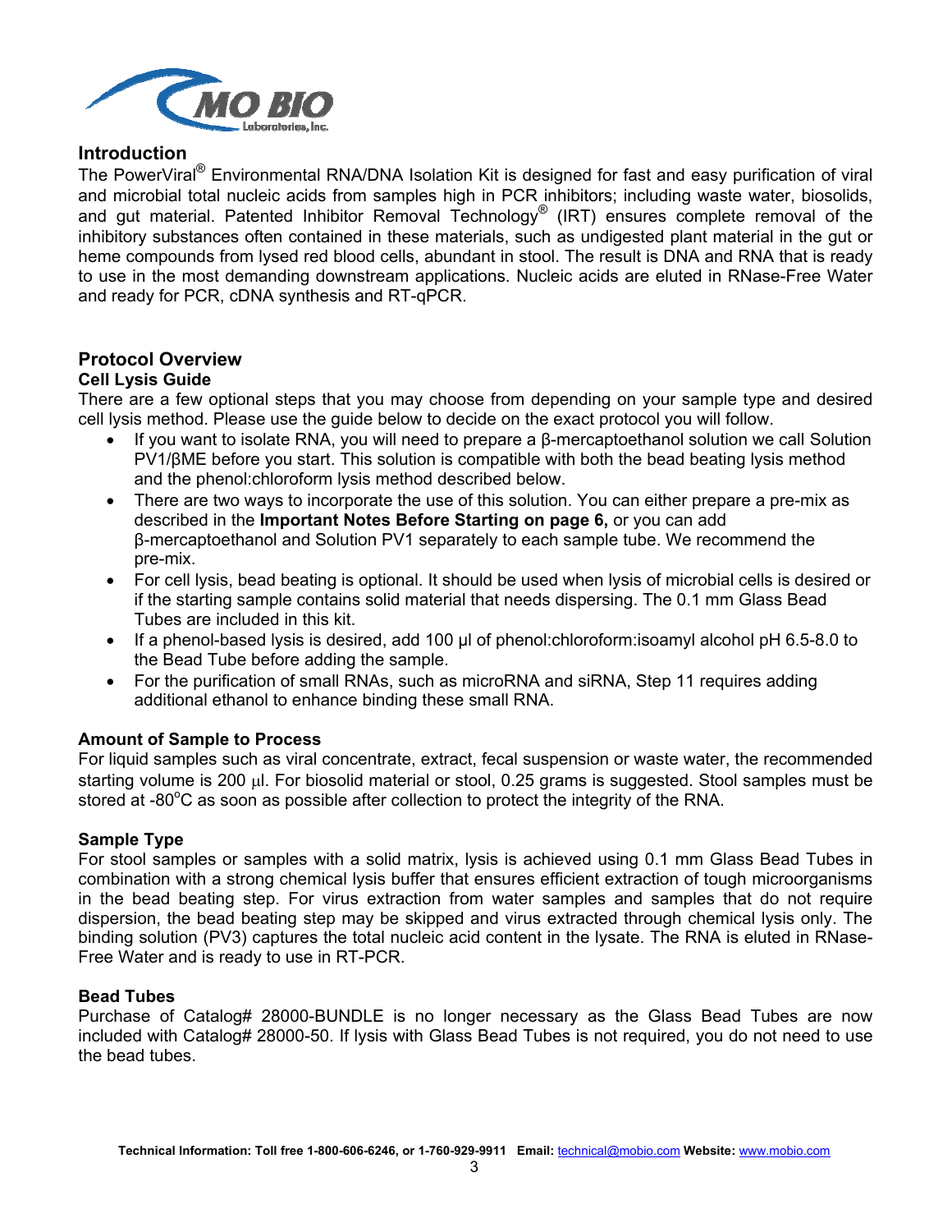## Introduction

The PowerViral® Environmental RNA/DNA Isolation Kit is designed for fast and easy purification of viral and microbial total nucleic acids from samples high in PCR inhibitors; including waste water, biosolids, and gut material. Patented Inhibitor Removal Technology® (IRT) ensures complete removal of the inhibitory substances often contained in these materials, such as undigested plant material in the gut or heme compounds from lysed red blood cells, abundant in stool. The result is DNA and RNA that is ready to use in the most demanding downstream applications. Nucleic acids are eluted in RNase-Free Water and ready for PCR, cDNA synthesis and RT-qPCR.

## Protocol Overview

### Cell Lysis Guide

There are a few optional steps that you may choose from depending on your sample type and desired cell lysis method. Please use the guide below to decide on the exact protocol you will follow.

- If you want to isolate RNA, you will need to prepare a β-mercaptoethanol solution we call Solution PV1/βME before you start. This solution is compatible with both the bead beating lysis method and the phenol:chloroform lysis method described below.
- There are two ways to incorporate the use of this solution. You can either prepare a pre-mix as described in the **Important Notes Before Starting on page 6,** or you can add β-mercaptoethanol and Solution PV1 separately to each sample tube. We recommend the pre-mix.
- For cell lysis, bead beating is optional. It should be used when lysis of microbial cells is desired or if the starting sample contains solid material that needs dispersing. The 0.1 mm Glass Bead Tubes are included in this kit.
- If a phenol-based lysis is desired, add 100 µl of phenol:chloroform:isoamyl alcohol pH 6.5-8.0 to the Bead Tube before adding the sample.
- For the purification of small RNAs, such as microRNA and siRNA, Step 11 requires adding additional ethanol to enhance binding these small RNA.

### Amount of Sample to Process

For liquid samples such as viral concentrate, extract, fecal suspension or waste water, the recommended starting volume is 200 µl. For biosolid material or stool, 0.25 grams is suggested. Stool samples must be stored at -80°C as soon as possible after collection to protect the integrity of the RNA.

### Sample Type

For stool samples or samples with a solid matrix, lysis is achieved using 0.1 mm Glass Bead Tubes in combination with a strong chemical lysis buffer that ensures efficient extraction of tough microorganisms in the bead beating step. For virus extraction from water samples and samples that do not require dispersion, the bead beating step may be skipped and virus extracted through chemical lysis only. The binding solution (PV3) captures the total nucleic acid content in the lysate. The RNA is eluted in RNase-Free Water and is ready to use in RT-PCR.

### Bead Tubes

Purchase of Catalog# 28000-BUNDLE is no longer necessary as the Glass Bead Tubes are now included with Catalog# 28000-50. If lysis with Glass Bead Tubes is not required, you do not need to use the bead tubes.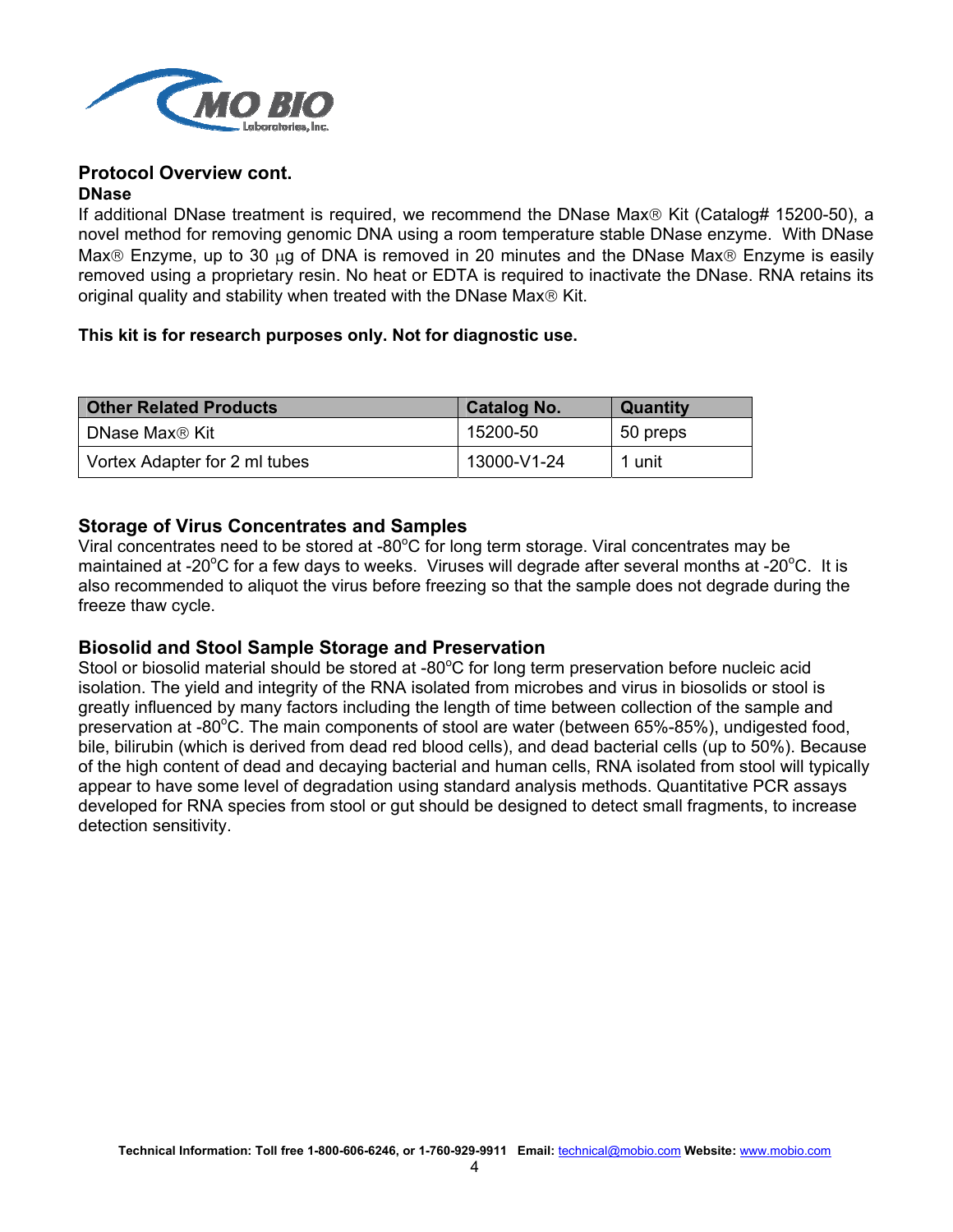## Protocol Overview cont.

### DNase

If additional DNase treatment is required, we recommend the DNase Max® Kit (Catalog# 15200-50), a novel method for removing genomic DNA using a room temperature stable DNase enzyme. With DNase Max® Enzyme, up to 30 µg of DNA is removed in 20 minutes and the DNase Max® Enzyme is easily removed using a proprietary resin. No heat or EDTA is required to inactivate the DNase. RNA retains its original quality and stability when treated with the DNase Max® Kit.

**This kit is for research purposes only. Not for diagnostic use.**

| Other Related Products | Catalog No. | Quantity |
|---|---|---|
| DNase Max® Kit | 15200-50 | 50 preps |
| Vortex Adapter for 2 ml tubes | 13000-V1-24 | 1 unit |

## Storage of Virus Concentrates and Samples

Viral concentrates need to be stored at -80°C for long term storage. Viral concentrates may be maintained at -20°C for a few days to weeks. Viruses will degrade after several months at -20°C. It is also recommended to aliquot the virus before freezing so that the sample does not degrade during the freeze thaw cycle.

## Biosolid and Stool Sample Storage and Preservation

Stool or biosolid material should be stored at -80°C for long term preservation before nucleic acid isolation. The yield and integrity of the RNA isolated from microbes and virus in biosolids or stool is greatly influenced by many factors including the length of time between collection of the sample and preservation at -80°C. The main components of stool are water (between 65%-85%), undigested food, bile, bilirubin (which is derived from dead red blood cells), and dead bacterial cells (up to 50%). Because of the high content of dead and decaying bacterial and human cells, RNA isolated from stool will typically appear to have some level of degradation using standard analysis methods. Quantitative PCR assays developed for RNA species from stool or gut should be designed to detect small fragments, to increase detection sensitivity.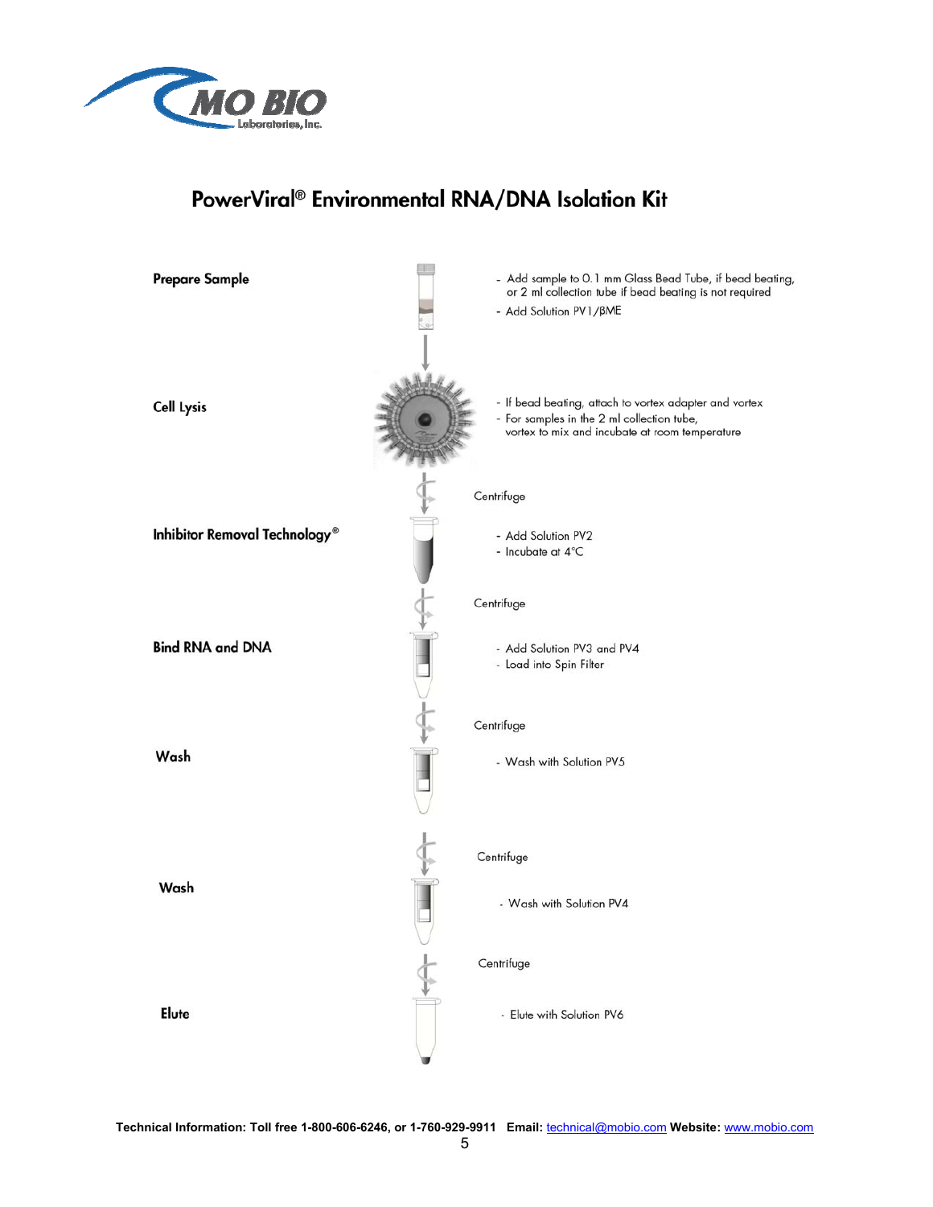# PowerViral® Environmental RNA/DNA Isolation Kit

**Prepare Sample**

- Add sample to 0.1 mm Glass Bead Tube, if bead beating, or 2 ml collection tube if bead beating is not required
- Add Solution PV1/βME

**Cell Lysis**

- If bead beating, attach to vortex adapter and vortex
- For samples in the 2 ml collection tube, vortex to mix and incubate at room temperature

Centrifuge

**Inhibitor Removal Technology®**

- Add Solution PV2
- Incubate at 4°C

Centrifuge

**Bind RNA and DNA**

- Add Solution PV3 and PV4
- Load into Spin Filter

Centrifuge

**Wash**

- Wash with Solution PV5

Centrifuge

**Wash**

- Wash with Solution PV4

Centrifuge

**Elute**

- Elute with Solution PV6

**Technical Information: Toll free 1-800-606-6246, or 1-760-929-9911 Email:** technical@mobio.com **Website:** www.mobio.com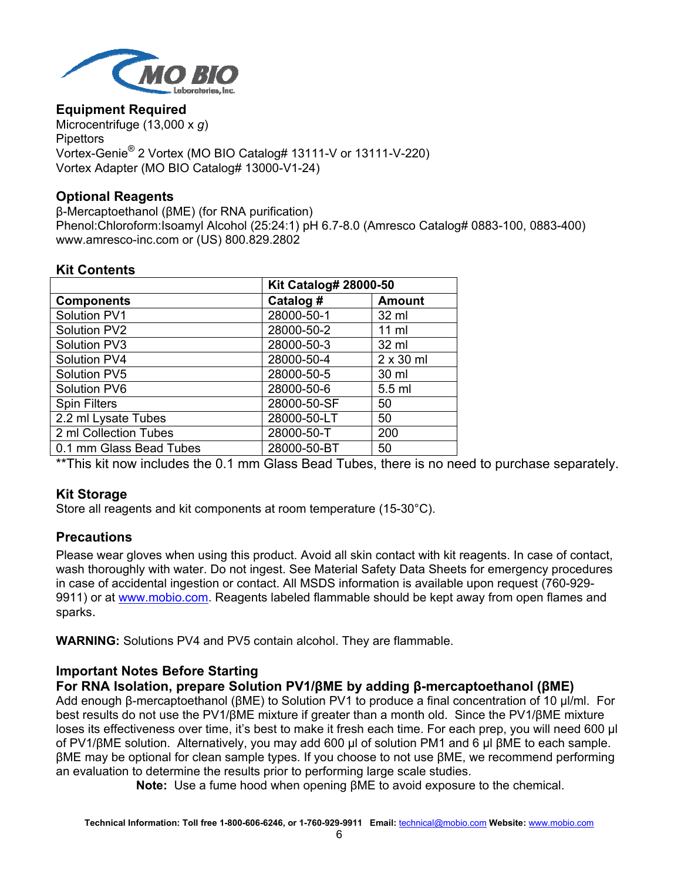## Equipment Required

Microcentrifuge (13,000 x *g*)
Pipettors
Vortex-Genie® 2 Vortex (MO BIO Catalog# 13111-V or 13111-V-220)
Vortex Adapter (MO BIO Catalog# 13000-V1-24)

## Optional Reagents

β-Mercaptoethanol (βME) (for RNA purification)
Phenol:Chloroform:Isoamyl Alcohol (25:24:1) pH 6.7-8.0 (Amresco Catalog# 0883-100, 0883-400)
www.amresco-inc.com or (US) 800.829.2802

## Kit Contents

| | Kit Catalog# 28000-50 | |
|---|---|---|
| **Components** | **Catalog #** | **Amount** |
| Solution PV1 | 28000-50-1 | 32 ml |
| Solution PV2 | 28000-50-2 | 11 ml |
| Solution PV3 | 28000-50-3 | 32 ml |
| Solution PV4 | 28000-50-4 | 2 x 30 ml |
| Solution PV5 | 28000-50-5 | 30 ml |
| Solution PV6 | 28000-50-6 | 5.5 ml |
| Spin Filters | 28000-50-SF | 50 |
| 2.2 ml Lysate Tubes | 28000-50-LT | 50 |
| 2 ml Collection Tubes | 28000-50-T | 200 |
| 0.1 mm Glass Bead Tubes | 28000-50-BT | 50 |

**This kit now includes the 0.1 mm Glass Bead Tubes, there is no need to purchase separately.

## Kit Storage

Store all reagents and kit components at room temperature (15-30°C).

## Precautions

Please wear gloves when using this product. Avoid all skin contact with kit reagents. In case of contact, wash thoroughly with water. Do not ingest. See Material Safety Data Sheets for emergency procedures in case of accidental ingestion or contact. All MSDS information is available upon request (760-929-9911) or at www.mobio.com. Reagents labeled flammable should be kept away from open flames and sparks.

**WARNING:** Solutions PV4 and PV5 contain alcohol. They are flammable.

## Important Notes Before Starting

### For RNA Isolation, prepare Solution PV1/βME by adding β-mercaptoethanol (βME)

Add enough β-mercaptoethanol (βME) to Solution PV1 to produce a final concentration of 10 µl/ml. For best results do not use the PV1/βME mixture if greater than a month old. Since the PV1/βME mixture loses its effectiveness over time, it's best to make it fresh each time. For each prep, you will need 600 µl of PV1/βME solution. Alternatively, you may add 600 µl of solution PM1 and 6 µl βME to each sample. βME may be optional for clean sample types. If you choose to not use βME, we recommend performing an evaluation to determine the results prior to performing large scale studies.

**Note:** Use a fume hood when opening βME to avoid exposure to the chemical.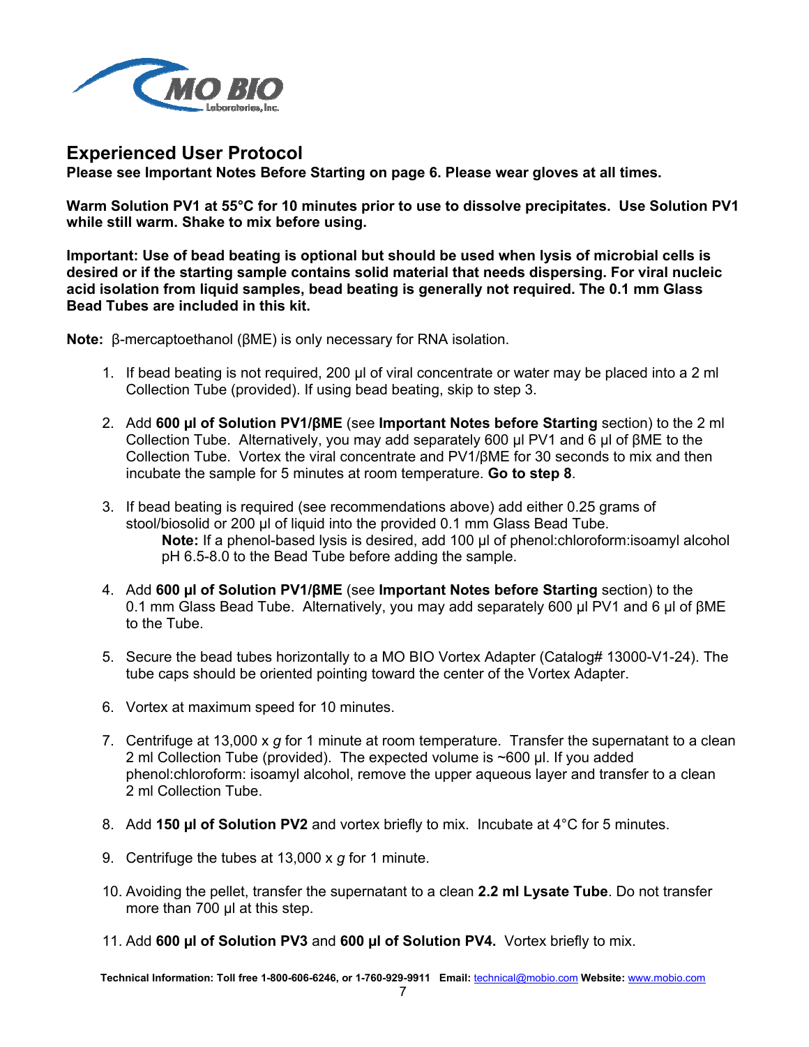## Experienced User Protocol

**Please see Important Notes Before Starting on page 6. Please wear gloves at all times.**

**Warm Solution PV1 at 55°C for 10 minutes prior to use to dissolve precipitates. Use Solution PV1 while still warm. Shake to mix before using.**

**Important: Use of bead beating is optional but should be used when lysis of microbial cells is desired or if the starting sample contains solid material that needs dispersing. For viral nucleic acid isolation from liquid samples, bead beating is generally not required. The 0.1 mm Glass Bead Tubes are included in this kit.**

**Note:** β-mercaptoethanol (βME) is only necessary for RNA isolation.

1. If bead beating is not required, 200 µl of viral concentrate or water may be placed into a 2 ml Collection Tube (provided). If using bead beating, skip to step 3.

2. Add **600 µl of Solution PV1/βME** (see **Important Notes before Starting** section) to the 2 ml Collection Tube. Alternatively, you may add separately 600 µl PV1 and 6 µl of βME to the Collection Tube. Vortex the viral concentrate and PV1/βME for 30 seconds to mix and then incubate the sample for 5 minutes at room temperature. **Go to step 8**.

3. If bead beating is required (see recommendations above) add either 0.25 grams of stool/biosolid or 200 µl of liquid into the provided 0.1 mm Glass Bead Tube.
   **Note:** If a phenol-based lysis is desired, add 100 µl of phenol:chloroform:isoamyl alcohol pH 6.5-8.0 to the Bead Tube before adding the sample.

4. Add **600 µl of Solution PV1/βME** (see **Important Notes before Starting** section) to the 0.1 mm Glass Bead Tube. Alternatively, you may add separately 600 µl PV1 and 6 µl of βME to the Tube.

5. Secure the bead tubes horizontally to a MO BIO Vortex Adapter (Catalog# 13000-V1-24). The tube caps should be oriented pointing toward the center of the Vortex Adapter.

6. Vortex at maximum speed for 10 minutes.

7. Centrifuge at 13,000 x *g* for 1 minute at room temperature. Transfer the supernatant to a clean 2 ml Collection Tube (provided). The expected volume is ~600 µl. If you added phenol:chloroform: isoamyl alcohol, remove the upper aqueous layer and transfer to a clean 2 ml Collection Tube.

8. Add **150 µl of Solution PV2** and vortex briefly to mix. Incubate at 4°C for 5 minutes.

9. Centrifuge the tubes at 13,000 x *g* for 1 minute.

10. Avoiding the pellet, transfer the supernatant to a clean **2.2 ml Lysate Tube**. Do not transfer more than 700 µl at this step.

11. Add **600 µl of Solution PV3** and **600 µl of Solution PV4.** Vortex briefly to mix.

**Technical Information: Toll free 1-800-606-6246, or 1-760-929-9911 Email:** technical@mobio.com **Website:** www.mobio.com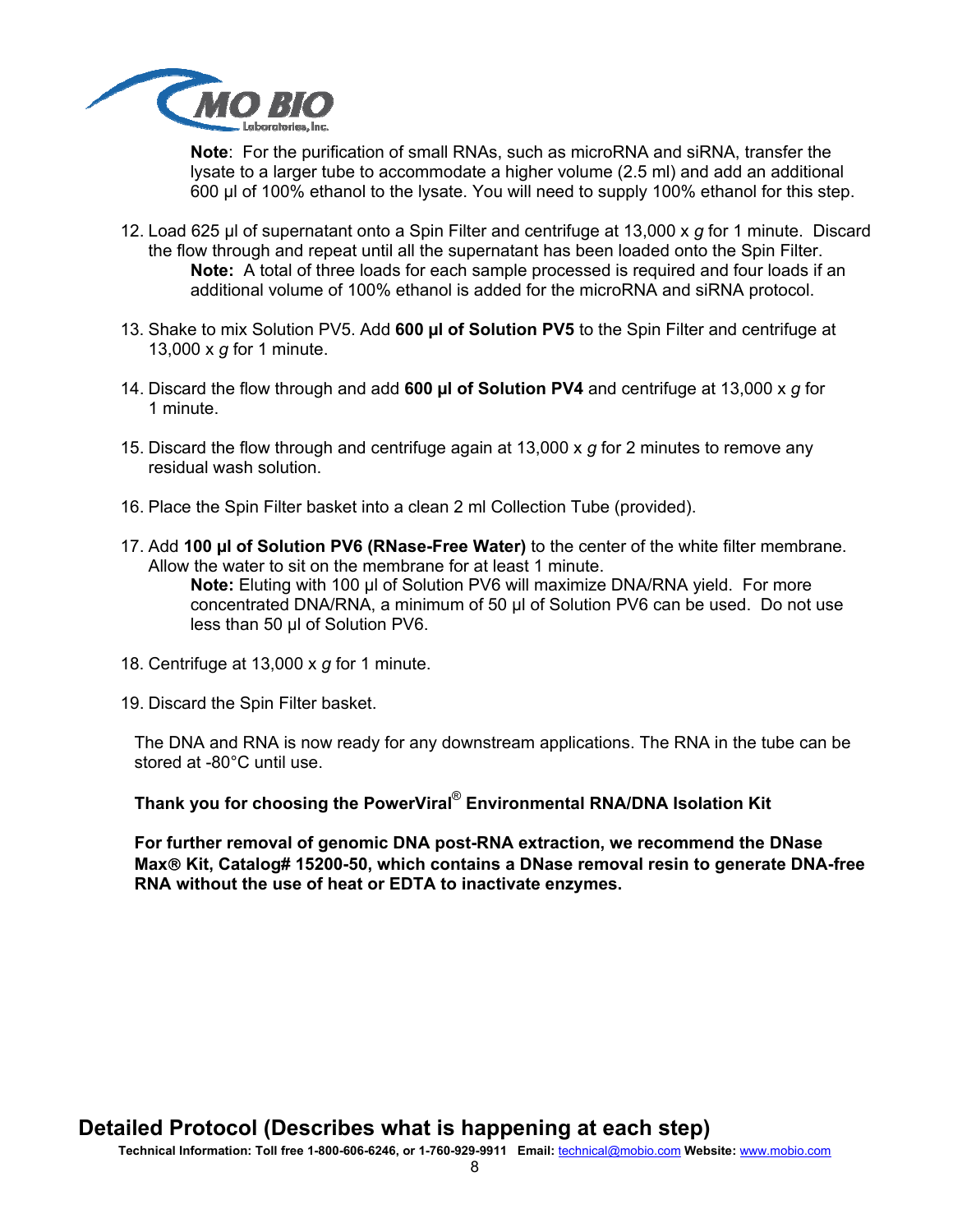**Note**: For the purification of small RNAs, such as microRNA and siRNA, transfer the lysate to a larger tube to accommodate a higher volume (2.5 ml) and add an additional 600 µl of 100% ethanol to the lysate. You will need to supply 100% ethanol for this step.

12. Load 625 µl of supernatant onto a Spin Filter and centrifuge at 13,000 x *g* for 1 minute. Discard the flow through and repeat until all the supernatant has been loaded onto the Spin Filter.
    **Note:** A total of three loads for each sample processed is required and four loads if an additional volume of 100% ethanol is added for the microRNA and siRNA protocol.

13. Shake to mix Solution PV5. Add **600 µl of Solution PV5** to the Spin Filter and centrifuge at 13,000 x *g* for 1 minute.

14. Discard the flow through and add **600 µl of Solution PV4** and centrifuge at 13,000 x *g* for 1 minute.

15. Discard the flow through and centrifuge again at 13,000 x *g* for 2 minutes to remove any residual wash solution.

16. Place the Spin Filter basket into a clean 2 ml Collection Tube (provided).

17. Add **100 µl of Solution PV6 (RNase-Free Water)** to the center of the white filter membrane. Allow the water to sit on the membrane for at least 1 minute.
    **Note:** Eluting with 100 µl of Solution PV6 will maximize DNA/RNA yield. For more concentrated DNA/RNA, a minimum of 50 µl of Solution PV6 can be used. Do not use less than 50 µl of Solution PV6.

18. Centrifuge at 13,000 x *g* for 1 minute.

19. Discard the Spin Filter basket.

The DNA and RNA is now ready for any downstream applications. The RNA in the tube can be stored at -80°C until use.

**Thank you for choosing the PowerViral® Environmental RNA/DNA Isolation Kit**

**For further removal of genomic DNA post-RNA extraction, we recommend the DNase Max® Kit, Catalog# 15200-50, which contains a DNase removal resin to generate DNA-free RNA without the use of heat or EDTA to inactivate enzymes.**

## Detailed Protocol (Describes what is happening at each step)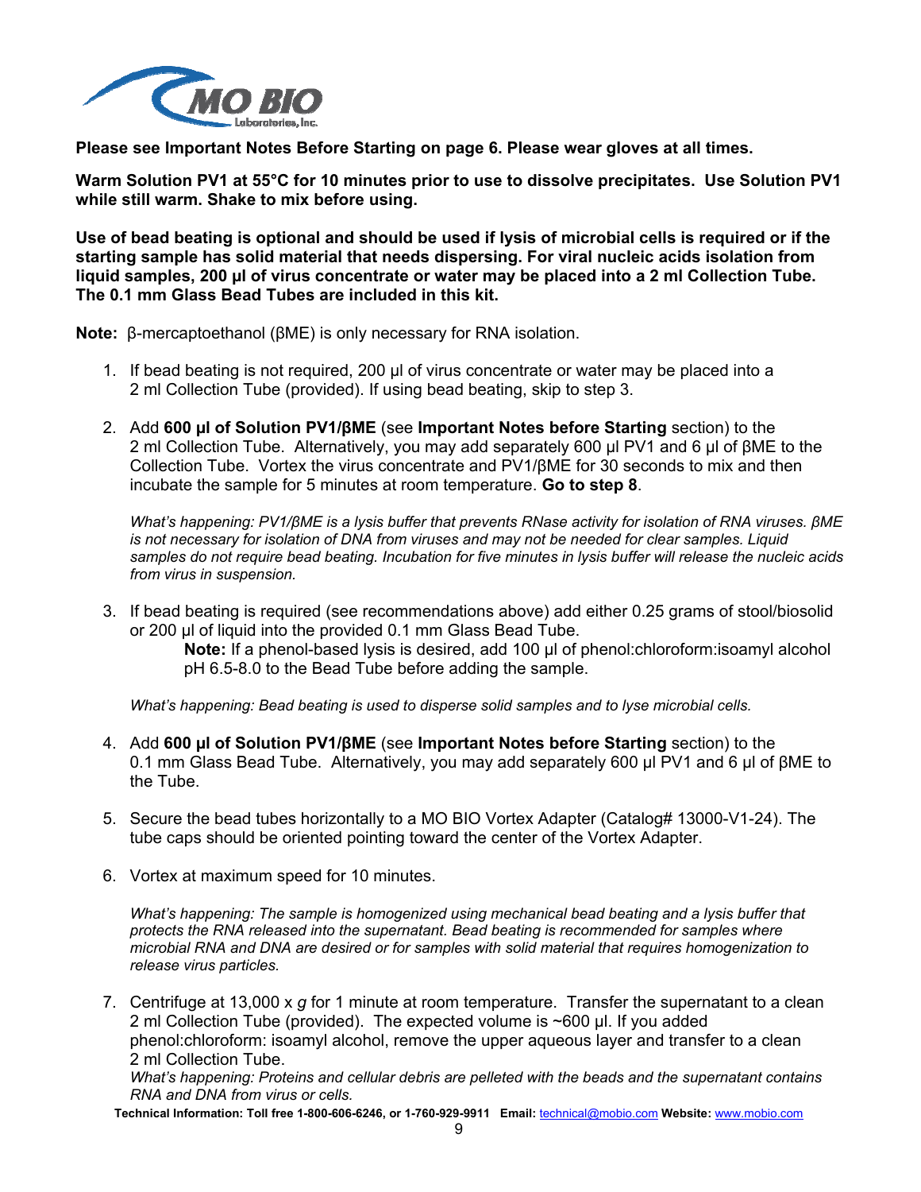**Please see Important Notes Before Starting on page 6. Please wear gloves at all times.**

**Warm Solution PV1 at 55°C for 10 minutes prior to use to dissolve precipitates. Use Solution PV1 while still warm. Shake to mix before using.**

**Use of bead beating is optional and should be used if lysis of microbial cells is required or if the starting sample has solid material that needs dispersing. For viral nucleic acids isolation from liquid samples, 200 µl of virus concentrate or water may be placed into a 2 ml Collection Tube. The 0.1 mm Glass Bead Tubes are included in this kit.**

**Note:** β-mercaptoethanol (βME) is only necessary for RNA isolation.

1. If bead beating is not required, 200 µl of virus concentrate or water may be placed into a 2 ml Collection Tube (provided). If using bead beating, skip to step 3.

2. Add **600 µl of Solution PV1/βME** (see **Important Notes before Starting** section) to the 2 ml Collection Tube. Alternatively, you may add separately 600 µl PV1 and 6 µl of βME to the Collection Tube. Vortex the virus concentrate and PV1/βME for 30 seconds to mix and then incubate the sample for 5 minutes at room temperature. **Go to step 8**.

   *What's happening: PV1/βME is a lysis buffer that prevents RNase activity for isolation of RNA viruses. βME is not necessary for isolation of DNA from viruses and may not be needed for clear samples. Liquid samples do not require bead beating. Incubation for five minutes in lysis buffer will release the nucleic acids from virus in suspension.*

3. If bead beating is required (see recommendations above) add either 0.25 grams of stool/biosolid or 200 µl of liquid into the provided 0.1 mm Glass Bead Tube.

   **Note:** If a phenol-based lysis is desired, add 100 µl of phenol:chloroform:isoamyl alcohol pH 6.5-8.0 to the Bead Tube before adding the sample.

   *What's happening: Bead beating is used to disperse solid samples and to lyse microbial cells.*

4. Add **600 µl of Solution PV1/βME** (see **Important Notes before Starting** section) to the 0.1 mm Glass Bead Tube. Alternatively, you may add separately 600 µl PV1 and 6 µl of βME to the Tube.

5. Secure the bead tubes horizontally to a MO BIO Vortex Adapter (Catalog# 13000-V1-24). The tube caps should be oriented pointing toward the center of the Vortex Adapter.

6. Vortex at maximum speed for 10 minutes.

   *What's happening: The sample is homogenized using mechanical bead beating and a lysis buffer that protects the RNA released into the supernatant. Bead beating is recommended for samples where microbial RNA and DNA are desired or for samples with solid material that requires homogenization to release virus particles.*

7. Centrifuge at 13,000 x *g* for 1 minute at room temperature. Transfer the supernatant to a clean 2 ml Collection Tube (provided). The expected volume is ~600 µl. If you added phenol:chloroform: isoamyl alcohol, remove the upper aqueous layer and transfer to a clean 2 ml Collection Tube.

   *What's happening: Proteins and cellular debris are pelleted with the beads and the supernatant contains RNA and DNA from virus or cells.*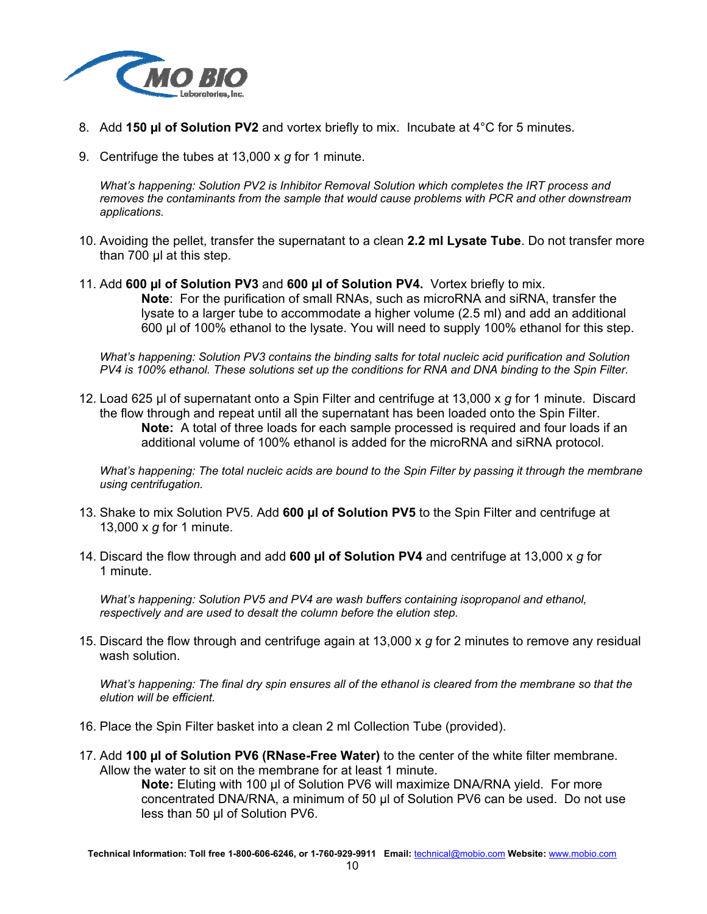8. Add **150 µl of Solution PV2** and vortex briefly to mix. Incubate at 4°C for 5 minutes.

9. Centrifuge the tubes at 13,000 x *g* for 1 minute.

   *What's happening: Solution PV2 is Inhibitor Removal Solution which completes the IRT process and removes the contaminants from the sample that would cause problems with PCR and other downstream applications.*

10. Avoiding the pellet, transfer the supernatant to a clean **2.2 ml Lysate Tube**. Do not transfer more than 700 µl at this step.

11. Add **600 µl of Solution PV3** and **600 µl of Solution PV4.** Vortex briefly to mix.
    **Note**: For the purification of small RNAs, such as microRNA and siRNA, transfer the lysate to a larger tube to accommodate a higher volume (2.5 ml) and add an additional 600 µl of 100% ethanol to the lysate. You will need to supply 100% ethanol for this step.

    *What's happening: Solution PV3 contains the binding salts for total nucleic acid purification and Solution PV4 is 100% ethanol. These solutions set up the conditions for RNA and DNA binding to the Spin Filter.*

12. Load 625 µl of supernatant onto a Spin Filter and centrifuge at 13,000 x *g* for 1 minute. Discard the flow through and repeat until all the supernatant has been loaded onto the Spin Filter.
    **Note:** A total of three loads for each sample processed is required and four loads if an additional volume of 100% ethanol is added for the microRNA and siRNA protocol.

    *What's happening: The total nucleic acids are bound to the Spin Filter by passing it through the membrane using centrifugation.*

13. Shake to mix Solution PV5. Add **600 µl of Solution PV5** to the Spin Filter and centrifuge at 13,000 x *g* for 1 minute.

14. Discard the flow through and add **600 µl of Solution PV4** and centrifuge at 13,000 x *g* for 1 minute.

    *What's happening: Solution PV5 and PV4 are wash buffers containing isopropanol and ethanol, respectively and are used to desalt the column before the elution step.*

15. Discard the flow through and centrifuge again at 13,000 x *g* for 2 minutes to remove any residual wash solution.

    *What's happening: The final dry spin ensures all of the ethanol is cleared from the membrane so that the elution will be efficient.*

16. Place the Spin Filter basket into a clean 2 ml Collection Tube (provided).

17. Add **100 µl of Solution PV6 (RNase-Free Water)** to the center of the white filter membrane. Allow the water to sit on the membrane for at least 1 minute.
    **Note:** Eluting with 100 µl of Solution PV6 will maximize DNA/RNA yield. For more concentrated DNA/RNA, a minimum of 50 µl of Solution PV6 can be used. Do not use less than 50 µl of Solution PV6.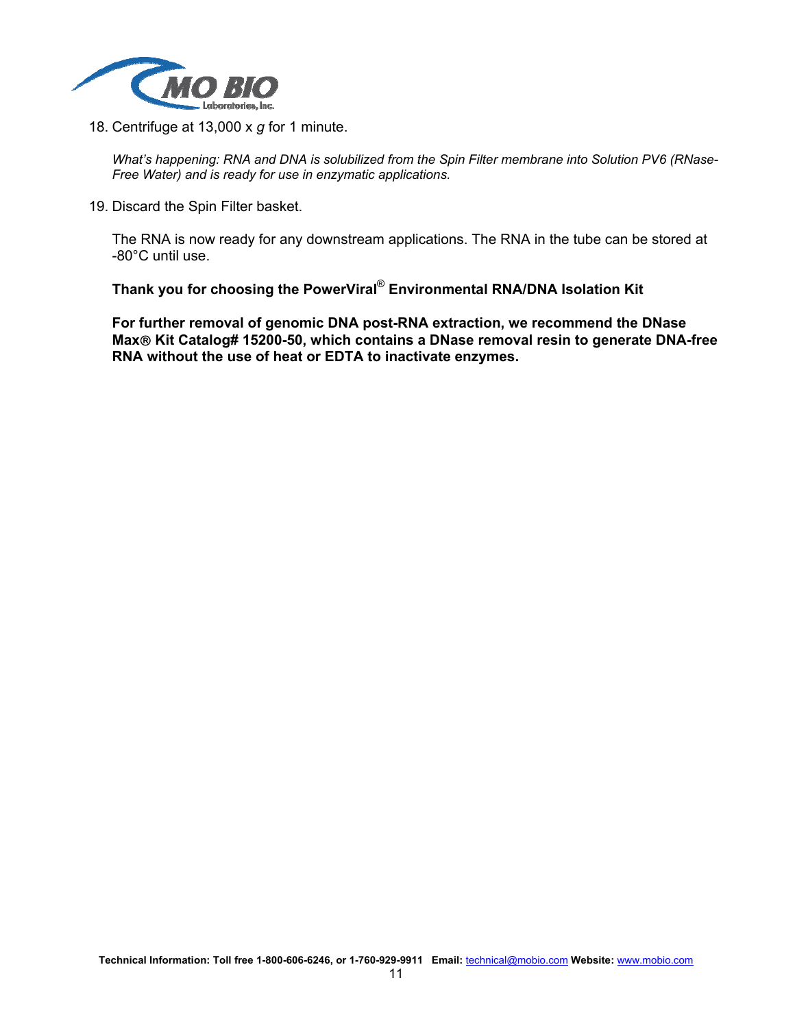18. Centrifuge at 13,000 x *g* for 1 minute.

    *What's happening: RNA and DNA is solubilized from the Spin Filter membrane into Solution PV6 (RNase-Free Water) and is ready for use in enzymatic applications.*

19. Discard the Spin Filter basket.

    The RNA is now ready for any downstream applications. The RNA in the tube can be stored at -80°C until use.

    **Thank you for choosing the PowerViral® Environmental RNA/DNA Isolation Kit**

    **For further removal of genomic DNA post-RNA extraction, we recommend the DNase Max® Kit Catalog# 15200-50, which contains a DNase removal resin to generate DNA-free RNA without the use of heat or EDTA to inactivate enzymes.**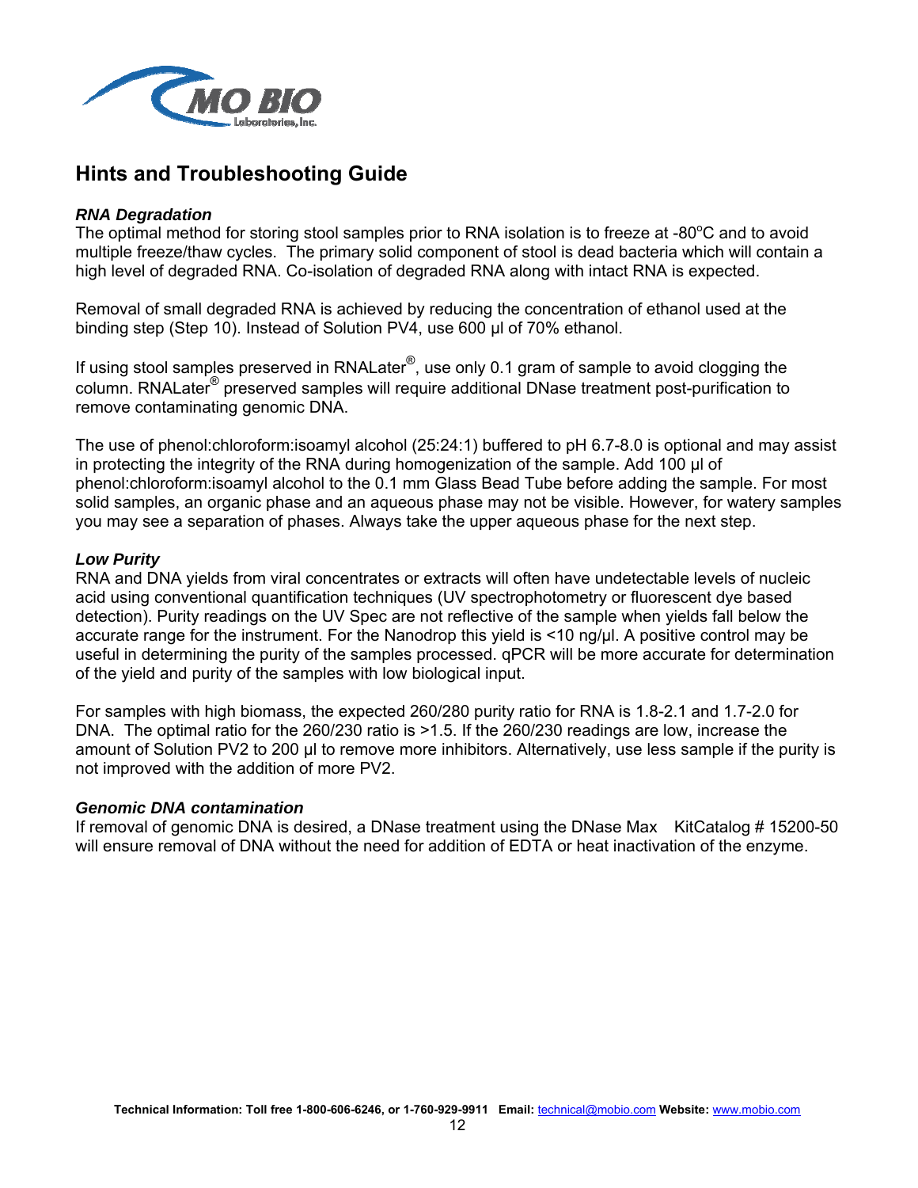## Hints and Troubleshooting Guide

### *RNA Degradation*

The optimal method for storing stool samples prior to RNA isolation is to freeze at -80°C and to avoid multiple freeze/thaw cycles. The primary solid component of stool is dead bacteria which will contain a high level of degraded RNA. Co-isolation of degraded RNA along with intact RNA is expected.

Removal of small degraded RNA is achieved by reducing the concentration of ethanol used at the binding step (Step 10). Instead of Solution PV4, use 600 µl of 70% ethanol.

If using stool samples preserved in RNALater®, use only 0.1 gram of sample to avoid clogging the column. RNALater® preserved samples will require additional DNase treatment post-purification to remove contaminating genomic DNA.

The use of phenol:chloroform:isoamyl alcohol (25:24:1) buffered to pH 6.7-8.0 is optional and may assist in protecting the integrity of the RNA during homogenization of the sample. Add 100 µl of phenol:chloroform:isoamyl alcohol to the 0.1 mm Glass Bead Tube before adding the sample. For most solid samples, an organic phase and an aqueous phase may not be visible. However, for watery samples you may see a separation of phases. Always take the upper aqueous phase for the next step.

### *Low Purity*

RNA and DNA yields from viral concentrates or extracts will often have undetectable levels of nucleic acid using conventional quantification techniques (UV spectrophotometry or fluorescent dye based detection). Purity readings on the UV Spec are not reflective of the sample when yields fall below the accurate range for the instrument. For the Nanodrop this yield is <10 ng/µl. A positive control may be useful in determining the purity of the samples processed. qPCR will be more accurate for determination of the yield and purity of the samples with low biological input.

For samples with high biomass, the expected 260/280 purity ratio for RNA is 1.8-2.1 and 1.7-2.0 for DNA. The optimal ratio for the 260/230 ratio is >1.5. If the 260/230 readings are low, increase the amount of Solution PV2 to 200 µl to remove more inhibitors. Alternatively, use less sample if the purity is not improved with the addition of more PV2.

### *Genomic DNA contamination*

If removal of genomic DNA is desired, a DNase treatment using the DNase Max KitCatalog # 15200-50 will ensure removal of DNA without the need for addition of EDTA or heat inactivation of the enzyme.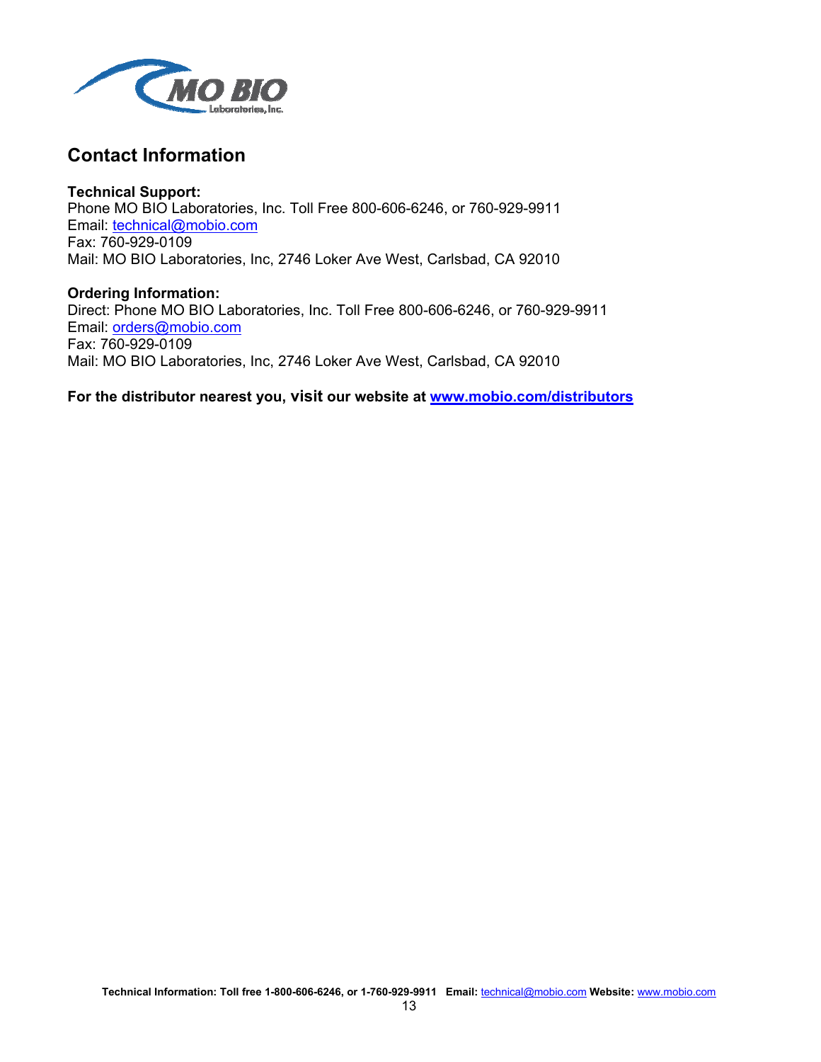## Contact Information

**Technical Support:**
Phone MO BIO Laboratories, Inc. Toll Free 800-606-6246, or 760-929-9911
Email: technical@mobio.com
Fax: 760-929-0109
Mail: MO BIO Laboratories, Inc, 2746 Loker Ave West, Carlsbad, CA 92010

**Ordering Information:**
Direct: Phone MO BIO Laboratories, Inc. Toll Free 800-606-6246, or 760-929-9911
Email: orders@mobio.com
Fax: 760-929-0109
Mail: MO BIO Laboratories, Inc, 2746 Loker Ave West, Carlsbad, CA 92010

**For the distributor nearest you, visit our website at www.mobio.com/distributors**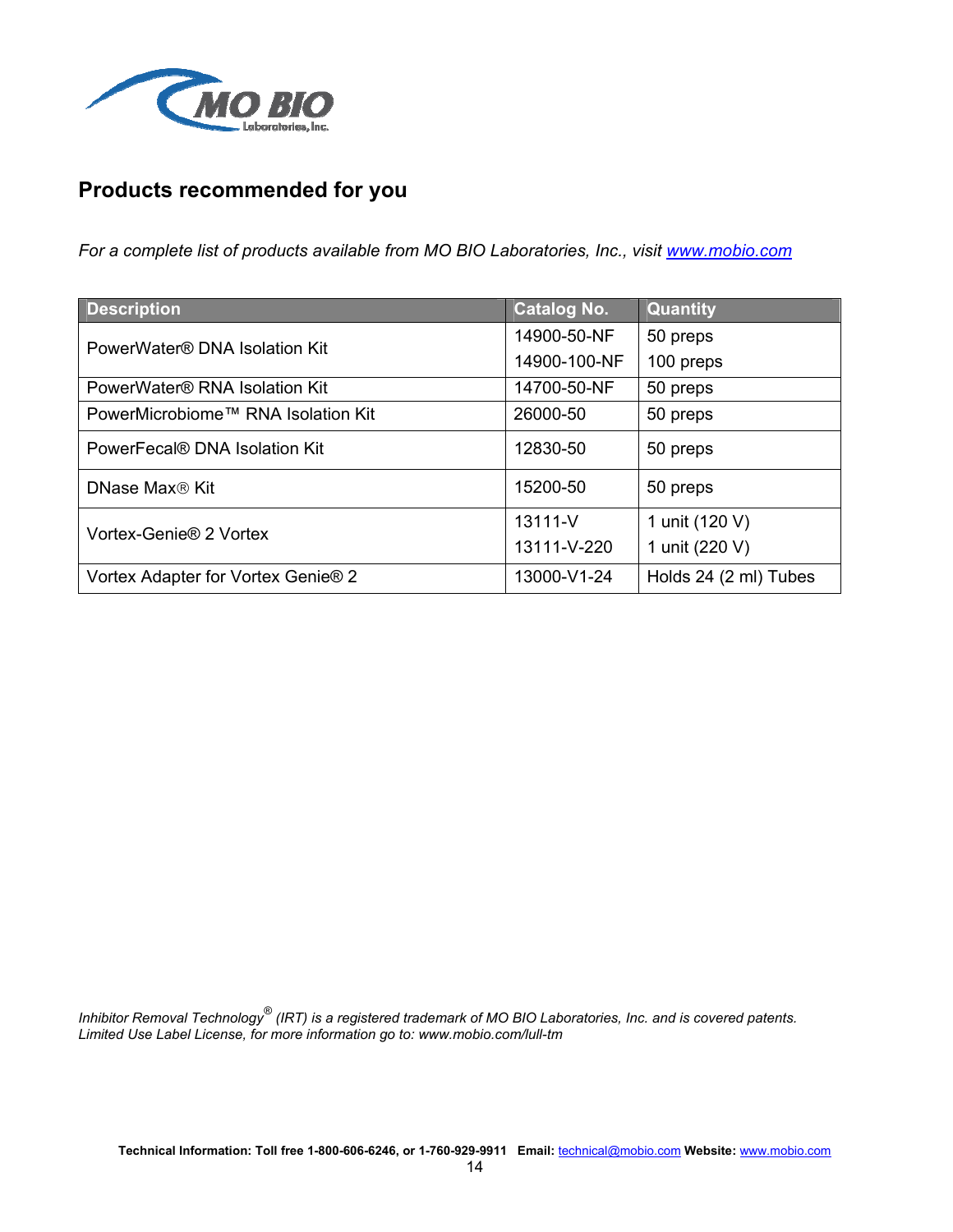## Products recommended for you

*For a complete list of products available from MO BIO Laboratories, Inc., visit www.mobio.com*

| Description | Catalog No. | Quantity |
|---|---|---|
| PowerWater® DNA Isolation Kit | 14900-50-NF<br>14900-100-NF | 50 preps<br>100 preps |
| PowerWater® RNA Isolation Kit | 14700-50-NF | 50 preps |
| PowerMicrobiome™ RNA Isolation Kit | 26000-50 | 50 preps |
| PowerFecal® DNA Isolation Kit | 12830-50 | 50 preps |
| DNase Max® Kit | 15200-50 | 50 preps |
| Vortex-Genie® 2 Vortex | 13111-V<br>13111-V-220 | 1 unit (120 V)<br>1 unit (220 V) |
| Vortex Adapter for Vortex Genie® 2 | 13000-V1-24 | Holds 24 (2 ml) Tubes |

*Inhibitor Removal Technology® (IRT) is a registered trademark of MO BIO Laboratories, Inc. and is covered patents. Limited Use Label License, for more information go to: www.mobio.com/lull-tm*

**Technical Information: Toll free 1-800-606-6246, or 1-760-929-9911 Email:** technical@mobio.com **Website:** www.mobio.com